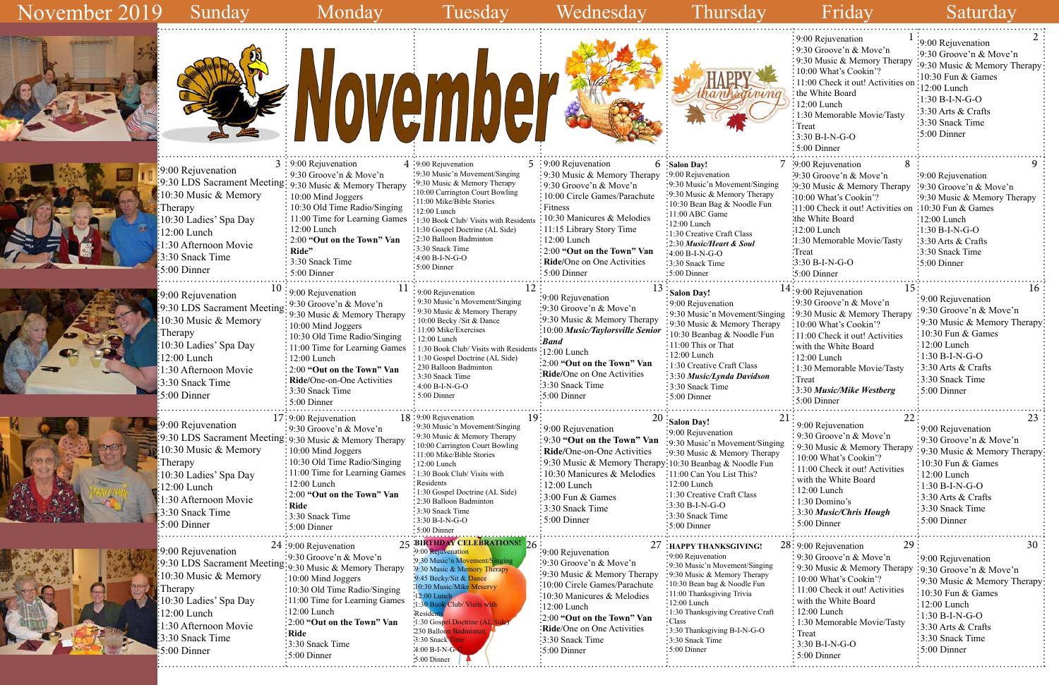# November 2019

| Sunday | Monday | Tuesday | Wednesday | Thursday | Friday | Saturday |
|---|---|---|---|---|---|---|
| | November | | | HAPPY thanksgiving | **1** 9:00 Rejuvenation<br>9:30 Groove'n & Move'n<br>9:30 Music & Memory Therapy<br>10:00 What's Cookin'?<br>11:00 Check it out! Activities on the White Board<br>12:00 Lunch<br>1:30 Memorable Movie/Tasty Treat<br>3:30 B-I-N-G-O<br>5:00 Dinner | **2** 9:00 Rejuvenation<br>9:30 Groove'n & Move'n<br>9:30 Music & Memory Therapy<br>10:30 Fun & Games<br>12:00 Lunch<br>1:30 B-I-N-G-O<br>3:30 Arts & Crafts<br>3:30 Snack Time<br>5:00 Dinner |
| **3** 9:00 Rejuvenation<br>9:30 LDS Sacrament Meeting<br>10:30 Music & Memory Therapy<br>10:30 Ladies' Spa Day<br>12:00 Lunch<br>1:30 Afternoon Movie<br>3:30 Snack Time<br>5:00 Dinner | **4** 9:00 Rejuvenation<br>9:30 Groove'n & Move'n<br>9:30 Music & Memory Therapy<br>10:00 Mind Joggers<br>10:30 Old Time Radio/Singing<br>11:00 Time for Learning Games<br>12:00 Lunch<br>2:00 **"Out on the Town" Van Ride"**<br>3:30 Snack Time<br>5:00 Dinner | **5** 9:00 Rejuvenation<br>9:30 Music'n Movement/Singing<br>9:30 Music & Memory Therapy<br>10:00 Carrington Court Bowling<br>11:00 Mike/Bible Stories<br>12:00 Lunch<br>1:30 Book Club/ Visits with Residents<br>1:30 Gospel Doctrine (AL Side)<br>2:30 Balloon Badminton<br>3:30 Snack Time<br>4:00 B-I-N-G-O<br>5:00 Dinner | **6** 9:00 Rejuvenation<br>9:30 Music & Memory Therapy<br>9:30 Groove'n & Move'n<br>10:00 Circle Games/Parachute Fitness<br>10:30 Manicures & Melodies<br>11:15 Library Story Time<br>12:00 Lunch<br>2:00 **"Out on the Town" Van Ride**/One on One Activities<br>5:00 Dinner | **7** **Salon Day!**<br>9:00 Rejuvenation<br>9:30 Music'n Movement/Singing<br>9:30 Music & Memory Therapy<br>10:30 Bean Bag & Noodle Fun<br>11:00 ABC Game<br>12:00 Lunch<br>1:30 Creative Craft Class<br>2:30 ***Music/Heart & Soul***<br>4:00 B-I-N-G-O<br>3:30 Snack Time<br>5:00 Dinner | **8** 9:00 Rejuvenation<br>9:30 Groove'n & Move'n<br>9:30 Music & Memory Therapy<br>10:00 What's Cookin'?<br>11:00 Check it out! Activities on the White Board<br>12:00 Lunch<br>1:30 Memorable Movie/Tasty Treat<br>3:30 B-I-N-G-O<br>5:00 Dinner | **9** 9:00 Rejuvenation<br>9:30 Groove'n & Move'n<br>9:30 Music & Memory Therapy<br>10:30 Fun & Games<br>12:00 Lunch<br>1:30 B-I-N-G-O<br>3:30 Arts & Crafts<br>3:30 Snack Time<br>5:00 Dinner |
| **10** 9:00 Rejuvenation<br>9:30 LDS Sacrament Meeting<br>10:30 Music & Memory Therapy<br>10:30 Ladies' Spa Day<br>12:00 Lunch<br>1:30 Afternoon Movie<br>3:30 Snack Time<br>5:00 Dinner | **11** 9:00 Rejuvenation<br>9:30 Groove'n & Move'n<br>9:30 Music & Memory Therapy<br>10:00 Mind Joggers<br>10:30 Old Time Radio/Singing<br>11:00 Time for Learning Games<br>12:00 Lunch<br>2:00 **"Out on the Town" Van Ride**/One-on-One Activities<br>3:30 Snack Time<br>5:00 Dinner | **12** 9:00 Rejuvenation<br>9:30 Music'n Movement/Singing<br>9:30 Music & Memory Therapy<br>10:00 Becky /Sit & Dance<br>11:00 Mike/Exercises<br>12:00 Lunch<br>1:30 Book Club/ Visits with Residents<br>1:30 Gospel Doctrine (AL Side)<br>230 Balloon Badminton<br>3:30 Snack Time<br>4:00 B-I-N-G-O<br>5:00 Dinner | **13** 9:00 Rejuvenation<br>9:30 Groove'n & Move'n<br>9:30 Music & Memory Therapy<br>10:00 ***Music/Taylorsville Senior Band***<br>12:00 Lunch<br>2:00 **"Out on the Town" Van Ride**/One on One Activities<br>3:30 Snack Time<br>5:00 Dinner | **14** **Salon Day!**<br>9:00 Rejuvenation<br>9:30 Music'n Movement/Singing<br>9:30 Music & Memory Therapy<br>10:30 Beanbag & Noodle Fun<br>11:00 This or That<br>12:00 Lunch<br>1:30 Creative Craft Class<br>3:30 ***Music/Lynda Davidson***<br>3:30 Snack Time<br>5:00 Dinner | **15** 9:00 Rejuvenation<br>9:30 Groove'n & Move'n<br>9:30 Music & Memory Therapy<br>10:00 What's Cookin'?<br>11:00 Check it out! Activities with the White Board<br>12:00 Lunch<br>1:30 Memorable Movie/Tasty Treat<br>3:30 ***Music/Mike Westberg***<br>5:00 Dinner | **16** 9:00 Rejuvenation<br>9:30 Groove'n & Move'n<br>9:30 Music & Memory Therapy<br>10:30 Fun & Games<br>12:00 Lunch<br>1:30 B-I-N-G-O<br>3:30 Arts & Crafts<br>3:30 Snack Time<br>5:00 Dinner |
| **17** 9:00 Rejuvenation<br>9:30 LDS Sacrament Meeting<br>10:30 Music & Memory Therapy<br>10:30 Ladies' Spa Day<br>12:00 Lunch<br>1:30 Afternoon Movie<br>3:30 Snack Time<br>5:00 Dinner | **18** 9:00 Rejuvenation<br>9:30 Groove'n & Move'n<br>9:30 Music & Memory Therapy<br>10:00 Mind Joggers<br>10:30 Old Time Radio/Singing<br>11:00 Time for Learning Games<br>12:00 Lunch<br>2:00 **"Out on the Town" Van Ride**<br>3:30 Snack Time<br>5:00 Dinner | **19** 9:00 Rejuvenation<br>9:30 Music'n Movement/Singing<br>9:30 Music & Memory Therapy<br>10:00 Carrington Court Bowling<br>11:00 Mike/Bible Stories<br>12:00 Lunch<br>1:30 Book Club/ Visits with Residents<br>1:30 Gospel Doctrine (AL Side)<br>2:30 Balloon Badminton<br>3:30 Snack Time<br>3:30 B-I-N-G-O<br>5:00 Dinner | **20** 9:00 Rejuvenation<br>9:30 **"Out on the Town" Van Ride**/One-on-One Activities<br>9:30 Music & Memory Therapy<br>10:30 Manicures & Melodies<br>12:00 Lunch<br>3:00 Fun & Games<br>3:30 Snack Time<br>5:00 Dinner | **21** **Salon Day!**<br>9:00 Rejuvenation<br>9:30 Music'n Movement/Singing<br>9:30 Music & Memory Therapy<br>10:30 Beanbag & Noodle Fun<br>11:00 Can You List This?<br>12:00 Lunch<br>1:30 Creative Craft Class<br>3:30 B-I-N-G-O<br>3:30 Snack Time<br>5:00 Dinner | **22** 9:00 Rejuvenation<br>9:30 Groove'n & Move'n<br>9:30 Music & Memory Therapy<br>10:00 What's Cookin'?<br>11:00 Check it out! Activities with the White Board<br>12:00 Lunch<br>1:30 Domino's<br>3:30 ***Music/Chris Hough***<br>5:00 Dinner | **23** 9:00 Rejuvenation<br>9:30 Groove'n & Move'n<br>9:30 Music & Memory Therapy<br>10:30 Fun & Games<br>12:00 Lunch<br>1:30 B-I-N-G-O<br>3:30 Arts & Crafts<br>3:30 Snack Time<br>5:00 Dinner |
| **24** 9:00 Rejuvenation<br>9:30 LDS Sacrament Meeting<br>10:30 Music & Memory Therapy<br>10:30 Ladies' Spa Day<br>12:00 Lunch<br>1:30 Afternoon Movie<br>3:30 Snack Time<br>5:00 Dinner | **25** 9:00 Rejuvenation<br>9:30 Groove'n & Move'n<br>9:30 Music & Memory Therapy<br>10:00 Mind Joggers<br>10:30 Old Time Radio/Singing<br>11:00 Time for Learning Games<br>12:00 Lunch<br>2:00 **"Out on the Town" Van Ride**<br>3:30 Snack Time<br>5:00 Dinner | **26** **BIRTHDAY CELEBRATIONS!**<br>9:00 Rejuvenation<br>9:30 Music'n Movement/Singing<br>9:30 Music & Memory Therapy<br>9:45 Becky/Sit & Dance<br>10:30 Music/Mike Meservy<br>12:00 Lunch<br>1:30 Book Club/ Visits with Residents<br>1:30 Gospel Doctrine (AL Side)<br>230 Balloon Badminton<br>3:30 Snack Time<br>4:00 B-I-N-G-O<br>5:00 Dinner | **27** 9:00 Rejuvenation<br>9:30 Groove'n & Move'n<br>9:30 Music & Memory Therapy<br>10:00 Circle Games/Parachute<br>10:30 Manicures & Melodies<br>12:00 Lunch<br>2:00 **"Out on the Town" Van Ride**/One on One Activities<br>3:30 Snack Time<br>5:00 Dinner | **28** **HAPPY THANKSGIVING!**<br>9:00 Rejuvenation<br>9:30 Music'n Movement/Singing<br>9:30 Music & Memory Therapy<br>10:30 Bean bag & Noodle Fun<br>11:00 Thanksgiving Trivia<br>12:00 Lunch<br>1:30 Thanksgiving Creative Craft Class<br>3:30 Thanksgiving B-I-N-G-O<br>3:30 Snack Time<br>5:00 Dinner | **29** 9:00 Rejuvenation<br>9:30 Groove'n & Move'n<br>9:30 Music & Memory Therapy<br>10:00 What's Cookin'?<br>11:00 Check it out! Activities with the White Board<br>12:00 Lunch<br>1:30 Memorable Movie/Tasty Treat<br>3:30 B-I-N-G-O<br>5:00 Dinner | **30** 9:00 Rejuvenation<br>9:30 Groove'n & Move'n<br>9:30 Music & Memory Therapy<br>10:30 Fun & Games<br>12:00 Lunch<br>1:30 B-I-N-G-O<br>3:30 Arts & Crafts<br>3:30 Snack Time<br>5:00 Dinner |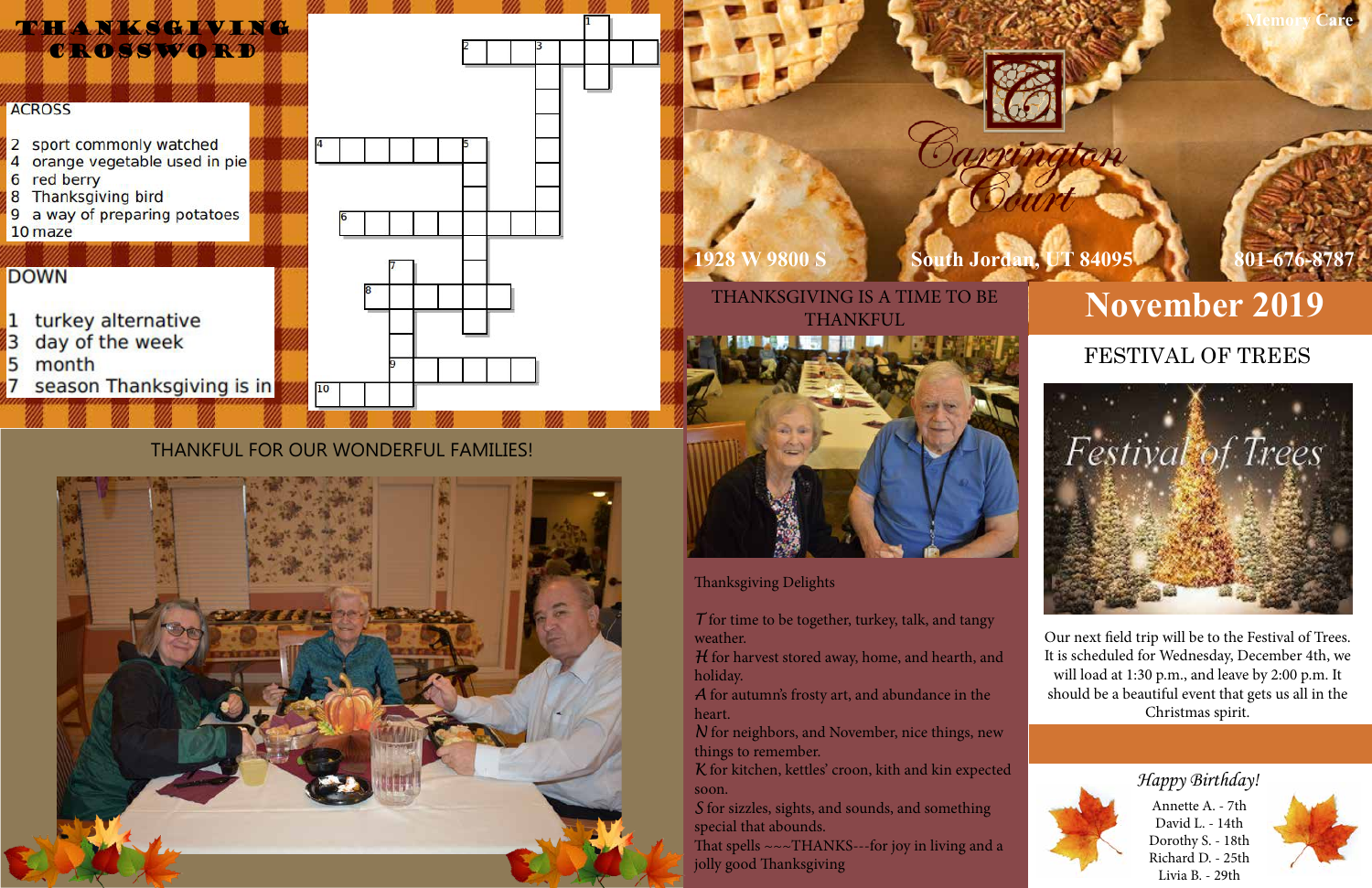# THANKSGIVING CROSSWORD

ACROSS

2 sport commonly watched
4 orange vegetable used in pie
6 red berry
8 Thanksgiving bird
9 a way of preparing potatoes
10 maze

DOWN

1 turkey alternative
3 day of the week
5 month
7 season Thanksgiving is in

THANKFUL FOR OUR WONDERFUL FAMILIES!

Memory Care

Carrington Court

1928 W 9800 S South Jordan, UT 84095 801-676-8787

THANKSGIVING IS A TIME TO BE THANKFUL

Thanksgiving Delights

*T* for time to be together, turkey, talk, and tangy weather.
*H* for harvest stored away, home, and hearth, and holiday.
*A* for autumn's frosty art, and abundance in the heart.
*N* for neighbors, and November, nice things, new things to remember.
*K* for kitchen, kettles' croon, kith and kin expected soon.
*S* for sizzles, sights, and sounds, and something special that abounds.
That spells ~~~THANKS---for joy in living and a jolly good Thanksgiving

# November 2019

## FESTIVAL OF TREES

Our next field trip will be to the Festival of Trees. It is scheduled for Wednesday, December 4th, we will load at 1:30 p.m., and leave by 2:00 p.m. It should be a beautiful event that gets us all in the Christmas spirit.

*Happy Birthday!*

Annette A. - 7th
David L. - 14th
Dorothy S. - 18th
Richard D. - 25th
Livia B. - 29th